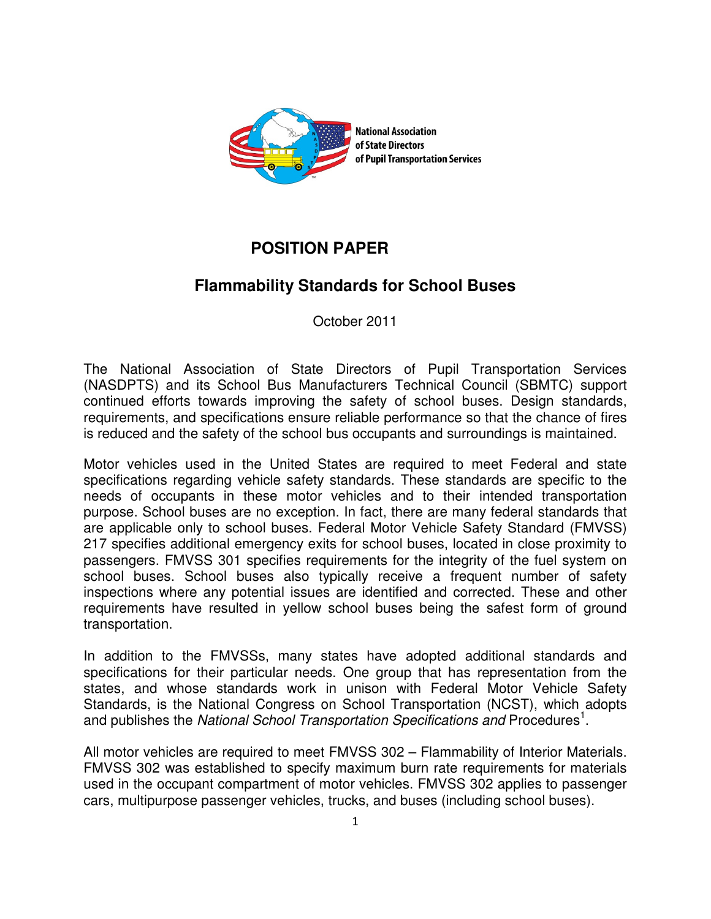National Association of State Directors of Pupil Transportation Services

# POSITION PAPER

## Flammability Standards for School Buses

October 2011

The National Association of State Directors of Pupil Transportation Services (NASDPTS) and its School Bus Manufacturers Technical Council (SBMTC) support continued efforts towards improving the safety of school buses. Design standards, requirements, and specifications ensure reliable performance so that the chance of fires is reduced and the safety of the school bus occupants and surroundings is maintained.

Motor vehicles used in the United States are required to meet Federal and state specifications regarding vehicle safety standards. These standards are specific to the needs of occupants in these motor vehicles and to their intended transportation purpose. School buses are no exception. In fact, there are many federal standards that are applicable only to school buses. Federal Motor Vehicle Safety Standard (FMVSS) 217 specifies additional emergency exits for school buses, located in close proximity to passengers. FMVSS 301 specifies requirements for the integrity of the fuel system on school buses. School buses also typically receive a frequent number of safety inspections where any potential issues are identified and corrected. These and other requirements have resulted in yellow school buses being the safest form of ground transportation.

In addition to the FMVSSs, many states have adopted additional standards and specifications for their particular needs. One group that has representation from the states, and whose standards work in unison with Federal Motor Vehicle Safety Standards, is the National Congress on School Transportation (NCST), which adopts and publishes the *National School Transportation Specifications and* Procedures[1].

All motor vehicles are required to meet FMVSS 302 – Flammability of Interior Materials. FMVSS 302 was established to specify maximum burn rate requirements for materials used in the occupant compartment of motor vehicles. FMVSS 302 applies to passenger cars, multipurpose passenger vehicles, trucks, and buses (including school buses).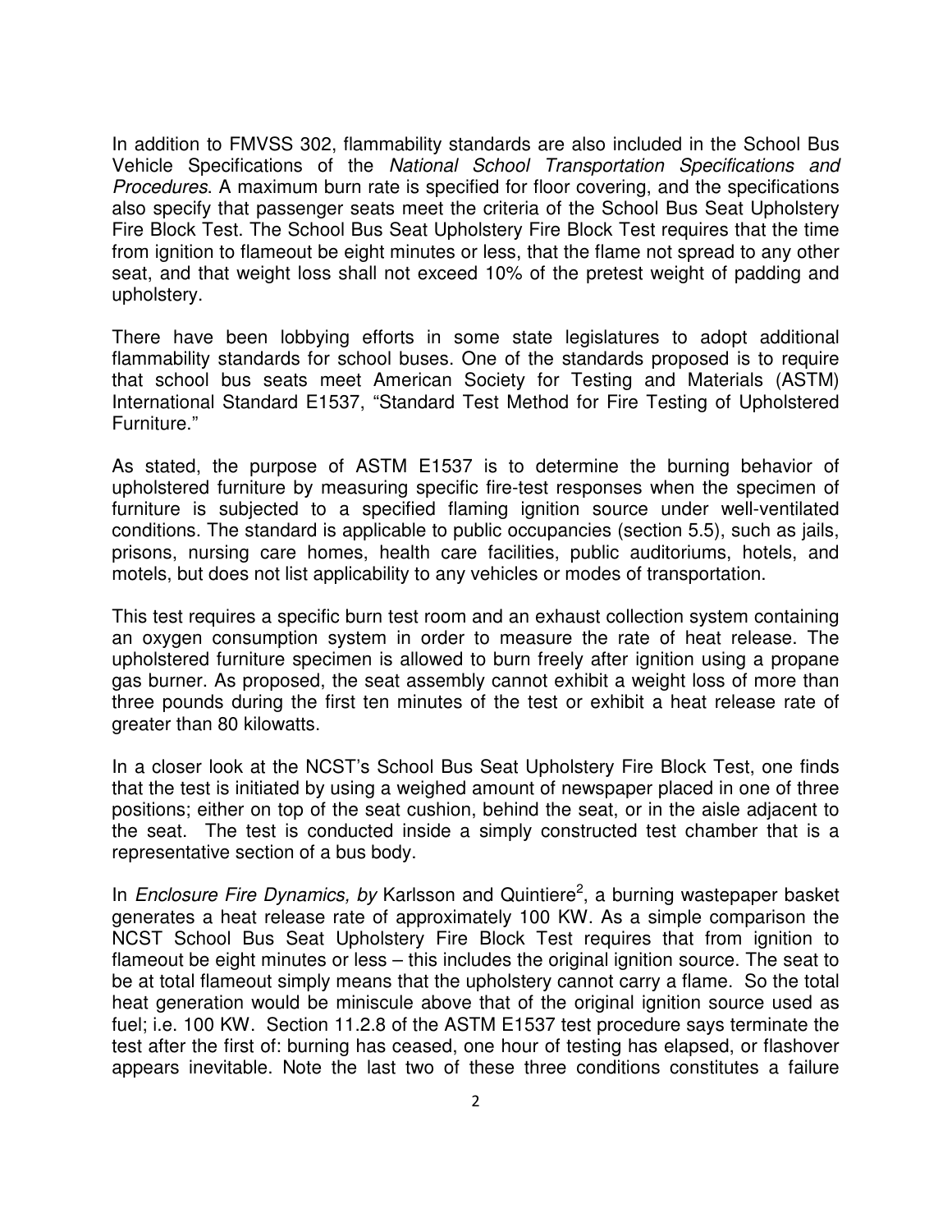In addition to FMVSS 302, flammability standards are also included in the School Bus Vehicle Specifications of the *National School Transportation Specifications and Procedures*. A maximum burn rate is specified for floor covering, and the specifications also specify that passenger seats meet the criteria of the School Bus Seat Upholstery Fire Block Test. The School Bus Seat Upholstery Fire Block Test requires that the time from ignition to flameout be eight minutes or less, that the flame not spread to any other seat, and that weight loss shall not exceed 10% of the pretest weight of padding and upholstery.

There have been lobbying efforts in some state legislatures to adopt additional flammability standards for school buses. One of the standards proposed is to require that school bus seats meet American Society for Testing and Materials (ASTM) International Standard E1537, "Standard Test Method for Fire Testing of Upholstered Furniture."

As stated, the purpose of ASTM E1537 is to determine the burning behavior of upholstered furniture by measuring specific fire-test responses when the specimen of furniture is subjected to a specified flaming ignition source under well-ventilated conditions. The standard is applicable to public occupancies (section 5.5), such as jails, prisons, nursing care homes, health care facilities, public auditoriums, hotels, and motels, but does not list applicability to any vehicles or modes of transportation.

This test requires a specific burn test room and an exhaust collection system containing an oxygen consumption system in order to measure the rate of heat release. The upholstered furniture specimen is allowed to burn freely after ignition using a propane gas burner. As proposed, the seat assembly cannot exhibit a weight loss of more than three pounds during the first ten minutes of the test or exhibit a heat release rate of greater than 80 kilowatts.

In a closer look at the NCST's School Bus Seat Upholstery Fire Block Test, one finds that the test is initiated by using a weighed amount of newspaper placed in one of three positions; either on top of the seat cushion, behind the seat, or in the aisle adjacent to the seat. The test is conducted inside a simply constructed test chamber that is a representative section of a bus body.

In *Enclosure Fire Dynamics, by* Karlsson and Quintiere[2], a burning wastepaper basket generates a heat release rate of approximately 100 KW. As a simple comparison the NCST School Bus Seat Upholstery Fire Block Test requires that from ignition to flameout be eight minutes or less – this includes the original ignition source. The seat to be at total flameout simply means that the upholstery cannot carry a flame. So the total heat generation would be miniscule above that of the original ignition source used as fuel; i.e. 100 KW. Section 11.2.8 of the ASTM E1537 test procedure says terminate the test after the first of: burning has ceased, one hour of testing has elapsed, or flashover appears inevitable. Note the last two of these three conditions constitutes a failure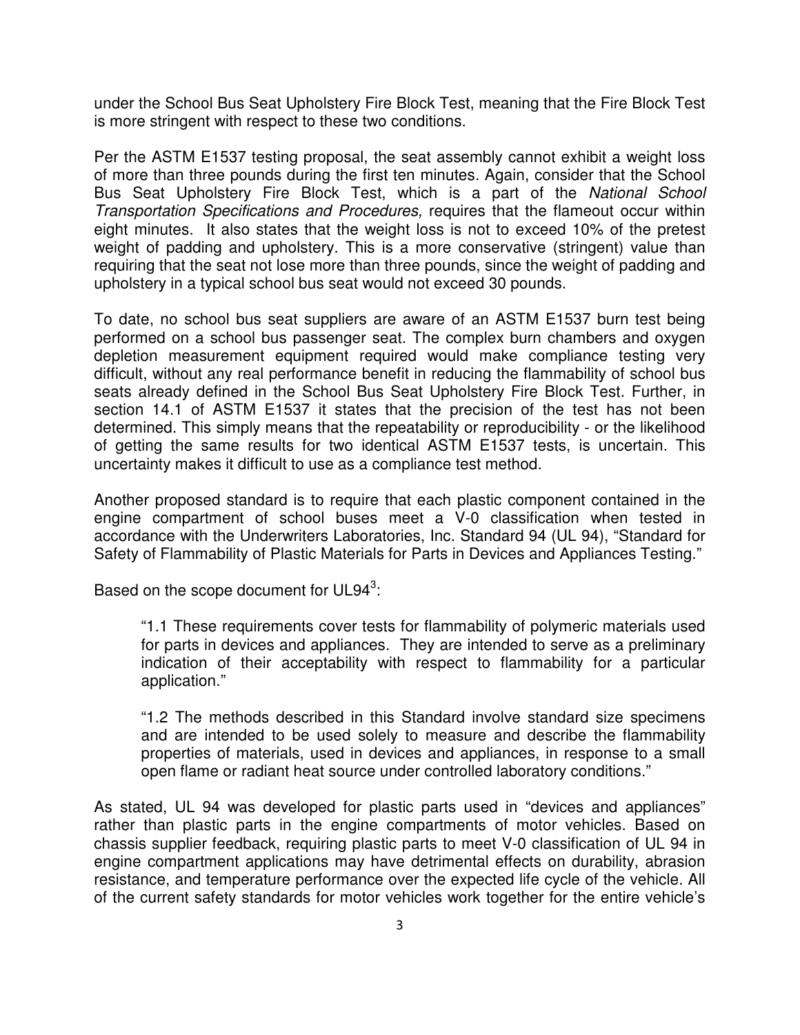under the School Bus Seat Upholstery Fire Block Test, meaning that the Fire Block Test is more stringent with respect to these two conditions.

Per the ASTM E1537 testing proposal, the seat assembly cannot exhibit a weight loss of more than three pounds during the first ten minutes. Again, consider that the School Bus Seat Upholstery Fire Block Test, which is a part of the *National School Transportation Specifications and Procedures,* requires that the flameout occur within eight minutes. It also states that the weight loss is not to exceed 10% of the pretest weight of padding and upholstery. This is a more conservative (stringent) value than requiring that the seat not lose more than three pounds, since the weight of padding and upholstery in a typical school bus seat would not exceed 30 pounds.

To date, no school bus seat suppliers are aware of an ASTM E1537 burn test being performed on a school bus passenger seat. The complex burn chambers and oxygen depletion measurement equipment required would make compliance testing very difficult, without any real performance benefit in reducing the flammability of school bus seats already defined in the School Bus Seat Upholstery Fire Block Test. Further, in section 14.1 of ASTM E1537 it states that the precision of the test has not been determined. This simply means that the repeatability or reproducibility - or the likelihood of getting the same results for two identical ASTM E1537 tests, is uncertain. This uncertainty makes it difficult to use as a compliance test method.

Another proposed standard is to require that each plastic component contained in the engine compartment of school buses meet a V-0 classification when tested in accordance with the Underwriters Laboratories, Inc. Standard 94 (UL 94), "Standard for Safety of Flammability of Plastic Materials for Parts in Devices and Appliances Testing."

Based on the scope document for UL94[3]:

> "1.1 These requirements cover tests for flammability of polymeric materials used for parts in devices and appliances. They are intended to serve as a preliminary indication of their acceptability with respect to flammability for a particular application."
>
> "1.2 The methods described in this Standard involve standard size specimens and are intended to be used solely to measure and describe the flammability properties of materials, used in devices and appliances, in response to a small open flame or radiant heat source under controlled laboratory conditions."

As stated, UL 94 was developed for plastic parts used in "devices and appliances" rather than plastic parts in the engine compartments of motor vehicles. Based on chassis supplier feedback, requiring plastic parts to meet V-0 classification of UL 94 in engine compartment applications may have detrimental effects on durability, abrasion resistance, and temperature performance over the expected life cycle of the vehicle. All of the current safety standards for motor vehicles work together for the entire vehicle's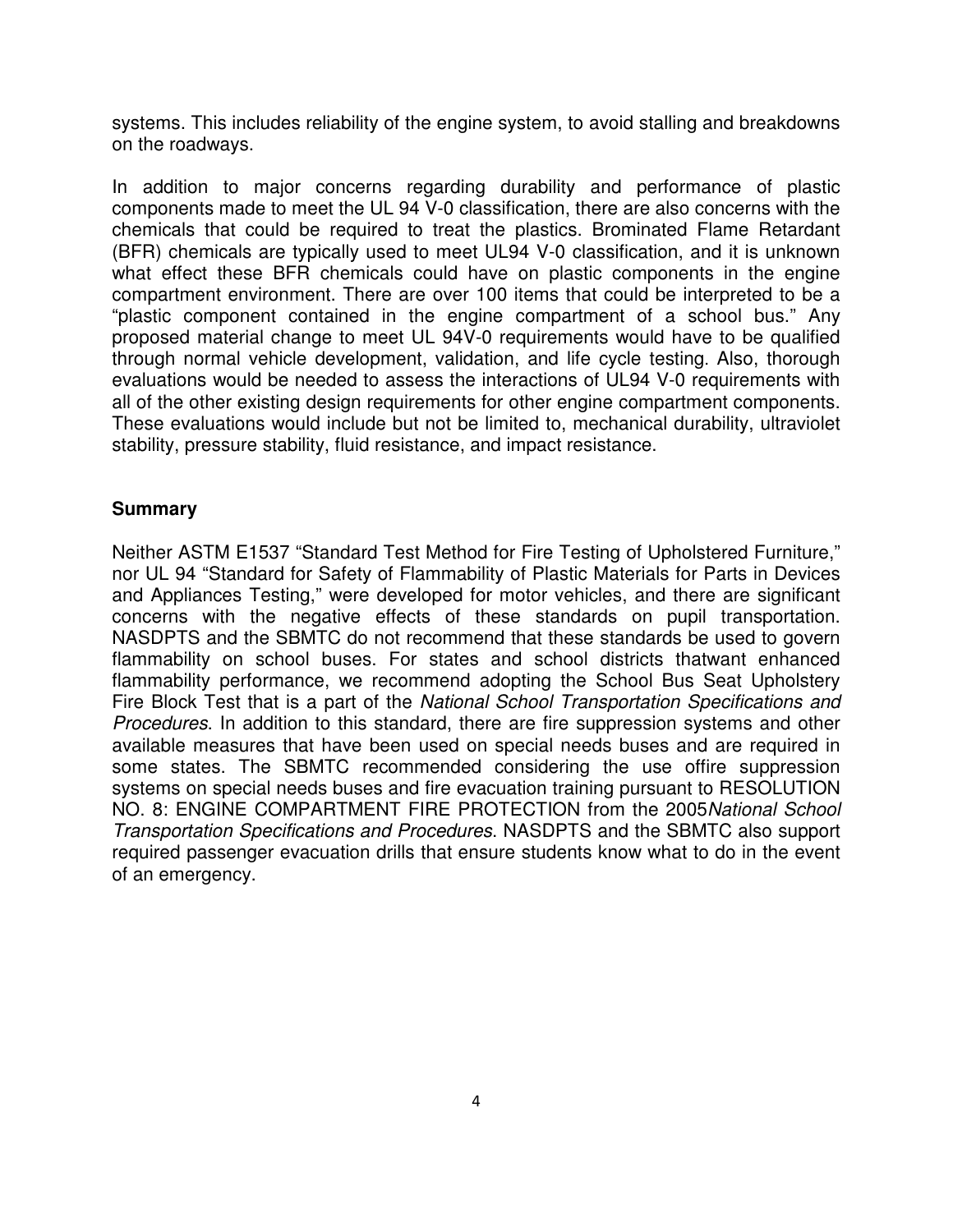systems. This includes reliability of the engine system, to avoid stalling and breakdowns on the roadways.

In addition to major concerns regarding durability and performance of plastic components made to meet the UL 94 V-0 classification, there are also concerns with the chemicals that could be required to treat the plastics. Brominated Flame Retardant (BFR) chemicals are typically used to meet UL94 V-0 classification, and it is unknown what effect these BFR chemicals could have on plastic components in the engine compartment environment. There are over 100 items that could be interpreted to be a "plastic component contained in the engine compartment of a school bus." Any proposed material change to meet UL 94V-0 requirements would have to be qualified through normal vehicle development, validation, and life cycle testing. Also, thorough evaluations would be needed to assess the interactions of UL94 V-0 requirements with all of the other existing design requirements for other engine compartment components. These evaluations would include but not be limited to, mechanical durability, ultraviolet stability, pressure stability, fluid resistance, and impact resistance.

**Summary**

Neither ASTM E1537 "Standard Test Method for Fire Testing of Upholstered Furniture," nor UL 94 "Standard for Safety of Flammability of Plastic Materials for Parts in Devices and Appliances Testing," were developed for motor vehicles, and there are significant concerns with the negative effects of these standards on pupil transportation. NASDPTS and the SBMTC do not recommend that these standards be used to govern flammability on school buses. For states and school districts thatwant enhanced flammability performance, we recommend adopting the School Bus Seat Upholstery Fire Block Test that is a part of the *National School Transportation Specifications and Procedures*. In addition to this standard, there are fire suppression systems and other available measures that have been used on special needs buses and are required in some states. The SBMTC recommended considering the use offire suppression systems on special needs buses and fire evacuation training pursuant to RESOLUTION NO. 8: ENGINE COMPARTMENT FIRE PROTECTION from the 2005*National School Transportation Specifications and Procedures*. NASDPTS and the SBMTC also support required passenger evacuation drills that ensure students know what to do in the event of an emergency.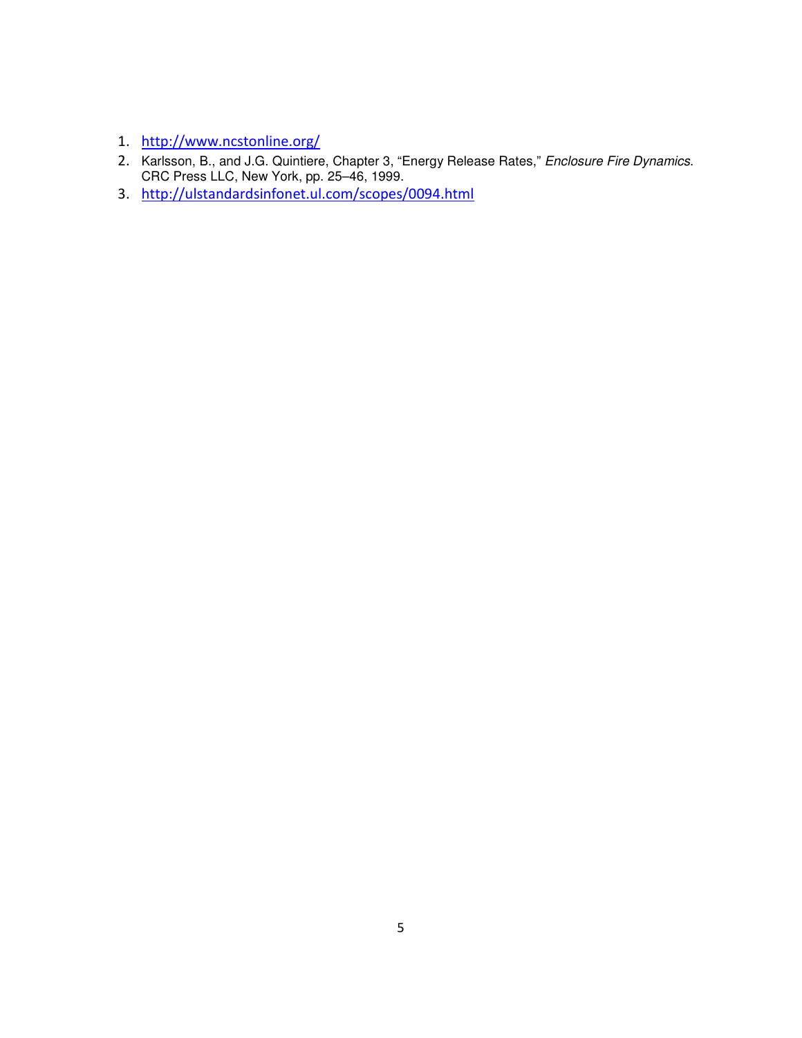1. http://www.ncstonline.org/
2. Karlsson, B., and J.G. Quintiere, Chapter 3, “Energy Release Rates,” *Enclosure Fire Dynamics*. CRC Press LLC, New York, pp. 25–46, 1999.
3. http://ulstandardsinfonet.ul.com/scopes/0094.html